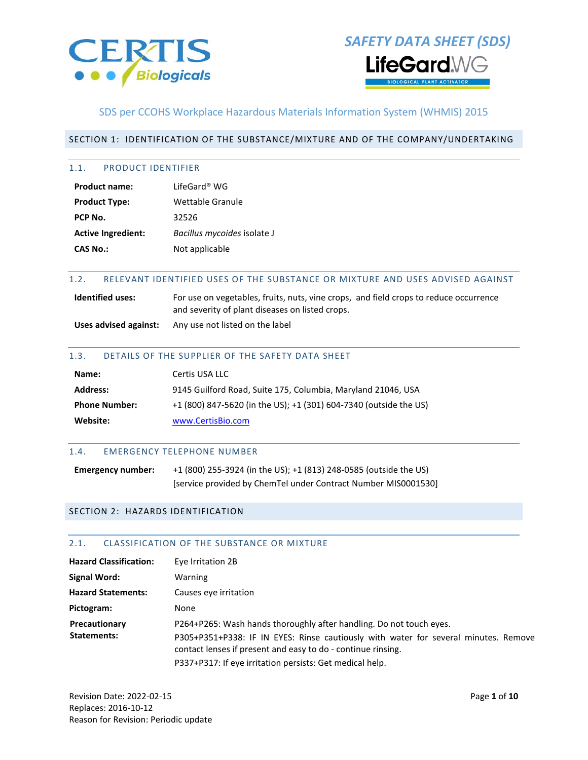# SAFETY DATA SHEET (SDS)

LifeGard WG

BIOLOGICAL PLANT ACTIVATOR

SDS per CCOHS Workplace Hazardous Materials Information System (WHMIS) 2015

## SECTION 1: IDENTIFICATION OF THE SUBSTANCE/MIXTURE AND OF THE COMPANY/UNDERTAKING

### 1.1. PRODUCT IDENTIFIER

| | |
|---|---|
| **Product name:** | LifeGard® WG |
| **Product Type:** | Wettable Granule |
| **PCP No.** | 32526 |
| **Active Ingredient:** | *Bacillus mycoides* isolate J |
| **CAS No.:** | Not applicable |

### 1.2. RELEVANT IDENTIFIED USES OF THE SUBSTANCE OR MIXTURE AND USES ADVISED AGAINST

| | |
|---|---|
| **Identified uses:** | For use on vegetables, fruits, nuts, vine crops, and field crops to reduce occurrence and severity of plant diseases on listed crops. |
| **Uses advised against:** | Any use not listed on the label |

### 1.3. DETAILS OF THE SUPPLIER OF THE SAFETY DATA SHEET

| | |
|---|---|
| **Name:** | Certis USA LLC |
| **Address:** | 9145 Guilford Road, Suite 175, Columbia, Maryland 21046, USA |
| **Phone Number:** | +1 (800) 847-5620 (in the US); +1 (301) 604-7340 (outside the US) |
| **Website:** | www.CertisBio.com |

### 1.4. EMERGENCY TELEPHONE NUMBER

| | |
|---|---|
| **Emergency number:** | +1 (800) 255-3924 (in the US); +1 (813) 248-0585 (outside the US) [service provided by ChemTel under Contract Number MIS0001530] |

## SECTION 2: HAZARDS IDENTIFICATION

### 2.1. CLASSIFICATION OF THE SUBSTANCE OR MIXTURE

| | |
|---|---|
| **Hazard Classification:** | Eye Irritation 2B |
| **Signal Word:** | Warning |
| **Hazard Statements:** | Causes eye irritation |
| **Pictogram:** | None |
| **Precautionary Statements:** | P264+P265: Wash hands thoroughly after handling. Do not touch eyes.<br>P305+P351+P338: IF IN EYES: Rinse cautiously with water for several minutes. Remove contact lenses if present and easy to do - continue rinsing.<br>P337+P317: If eye irritation persists: Get medical help. |

Revision Date: 2022-02-15
Replaces: 2016-10-12
Reason for Revision: Periodic update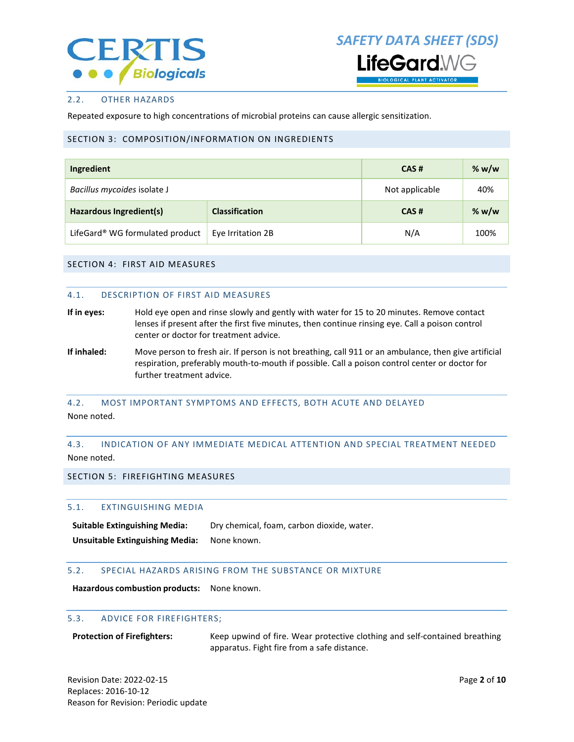### 2.2. OTHER HAZARDS

Repeated exposure to high concentrations of microbial proteins can cause allergic sensitization.

## SECTION 3: COMPOSITION/INFORMATION ON INGREDIENTS

| Ingredient | | CAS # | % w/w |
|---|---|---|---|
| *Bacillus mycoides* isolate J | | Not applicable | 40% |
| **Hazardous Ingredient(s)** | **Classification** | **CAS #** | **% w/w** |
| LifeGard® WG formulated product | Eye Irritation 2B | N/A | 100% |

## SECTION 4: FIRST AID MEASURES

### 4.1. DESCRIPTION OF FIRST AID MEASURES

**If in eyes:** Hold eye open and rinse slowly and gently with water for 15 to 20 minutes. Remove contact lenses if present after the first five minutes, then continue rinsing eye. Call a poison control center or doctor for treatment advice.

**If inhaled:** Move person to fresh air. If person is not breathing, call 911 or an ambulance, then give artificial respiration, preferably mouth-to-mouth if possible. Call a poison control center or doctor for further treatment advice.

### 4.2. MOST IMPORTANT SYMPTOMS AND EFFECTS, BOTH ACUTE AND DELAYED

None noted.

### 4.3. INDICATION OF ANY IMMEDIATE MEDICAL ATTENTION AND SPECIAL TREATMENT NEEDED

None noted.

## SECTION 5: FIREFIGHTING MEASURES

### 5.1. EXTINGUISHING MEDIA

**Suitable Extinguishing Media:** Dry chemical, foam, carbon dioxide, water.

**Unsuitable Extinguishing Media:** None known.

### 5.2. SPECIAL HAZARDS ARISING FROM THE SUBSTANCE OR MIXTURE

**Hazardous combustion products:** None known.

### 5.3. ADVICE FOR FIREFIGHTERS;

**Protection of Firefighters:** Keep upwind of fire. Wear protective clothing and self-contained breathing apparatus. Fight fire from a safe distance.

Revision Date: 2022-02-15
Replaces: 2016-10-12
Reason for Revision: Periodic update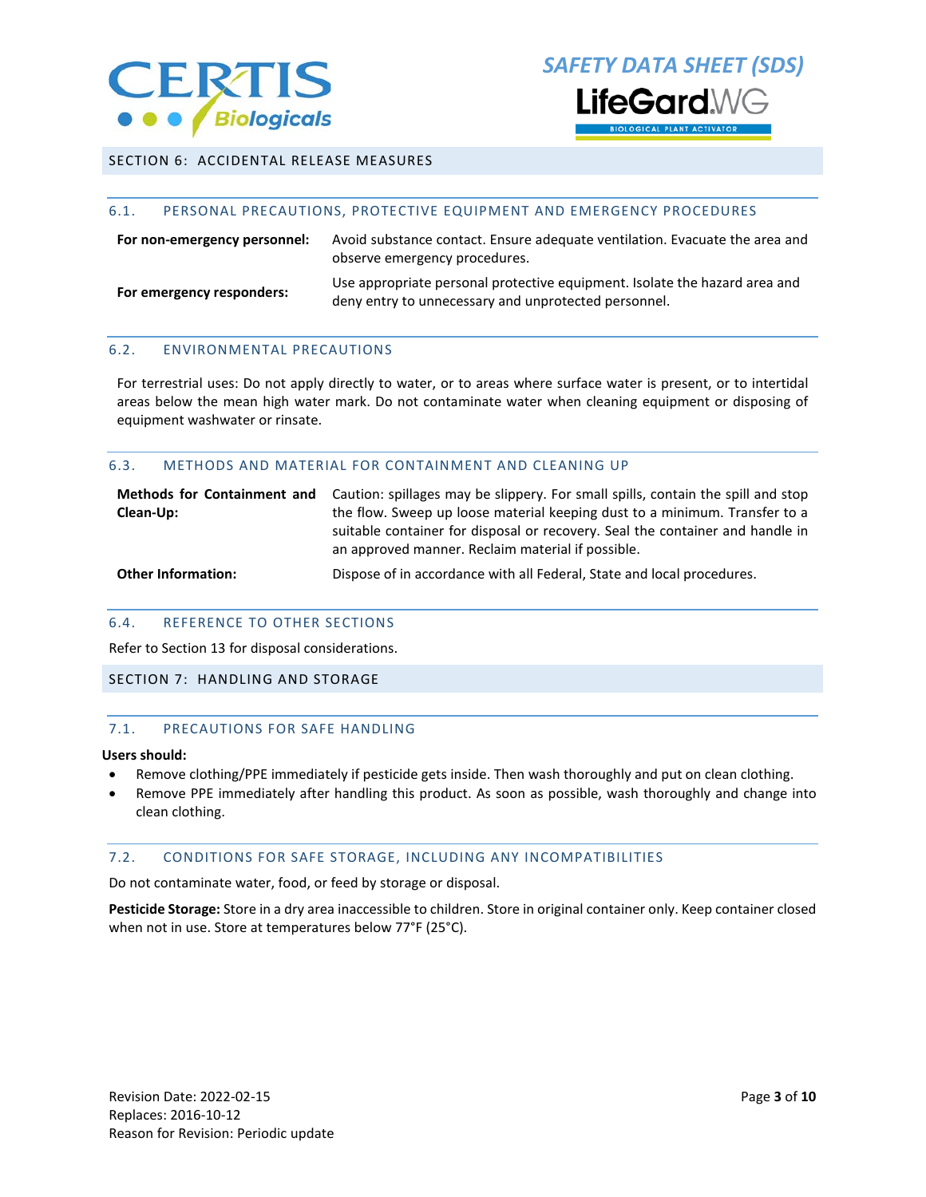## SECTION 6: ACCIDENTAL RELEASE MEASURES

### 6.1. PERSONAL PRECAUTIONS, PROTECTIVE EQUIPMENT AND EMERGENCY PROCEDURES

| | |
|---|---|
| **For non-emergency personnel:** | Avoid substance contact. Ensure adequate ventilation. Evacuate the area and observe emergency procedures. |
| **For emergency responders:** | Use appropriate personal protective equipment. Isolate the hazard area and deny entry to unnecessary and unprotected personnel. |

### 6.2. ENVIRONMENTAL PRECAUTIONS

For terrestrial uses: Do not apply directly to water, or to areas where surface water is present, or to intertidal areas below the mean high water mark. Do not contaminate water when cleaning equipment or disposing of equipment washwater or rinsate.

### 6.3. METHODS AND MATERIAL FOR CONTAINMENT AND CLEANING UP

| | |
|---|---|
| **Methods for Containment and Clean-Up:** | Caution: spillages may be slippery. For small spills, contain the spill and stop the flow. Sweep up loose material keeping dust to a minimum. Transfer to a suitable container for disposal or recovery. Seal the container and handle in an approved manner. Reclaim material if possible. |
| **Other Information:** | Dispose of in accordance with all Federal, State and local procedures. |

### 6.4. REFERENCE TO OTHER SECTIONS

Refer to Section 13 for disposal considerations.

## SECTION 7: HANDLING AND STORAGE

### 7.1. PRECAUTIONS FOR SAFE HANDLING

**Users should:**

- Remove clothing/PPE immediately if pesticide gets inside. Then wash thoroughly and put on clean clothing.
- Remove PPE immediately after handling this product. As soon as possible, wash thoroughly and change into clean clothing.

### 7.2. CONDITIONS FOR SAFE STORAGE, INCLUDING ANY INCOMPATIBILITIES

Do not contaminate water, food, or feed by storage or disposal.

**Pesticide Storage:** Store in a dry area inaccessible to children. Store in original container only. Keep container closed when not in use. Store at temperatures below 77°F (25°C).

Revision Date: 2022-02-15
Replaces: 2016-10-12
Reason for Revision: Periodic update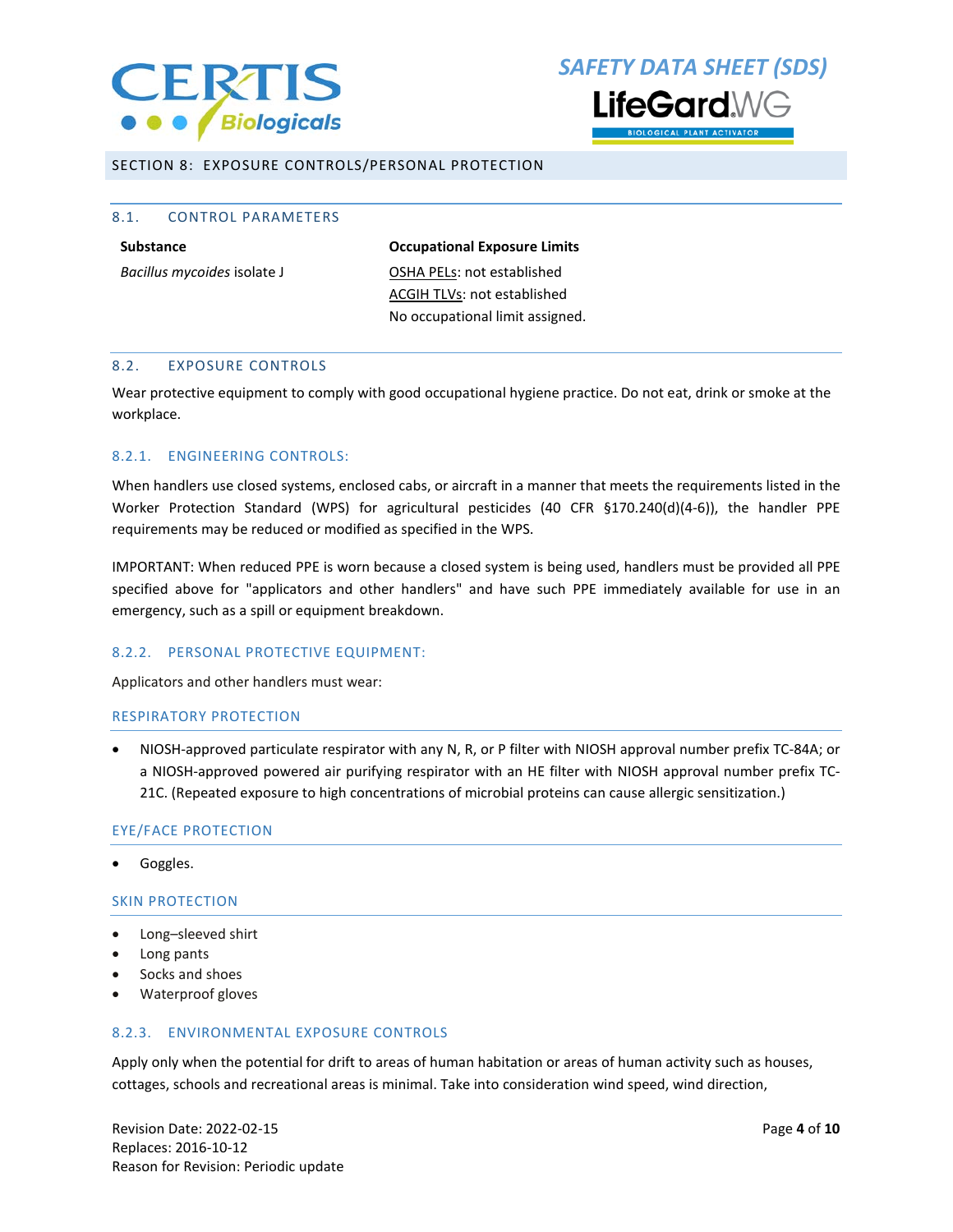## SECTION 8: EXPOSURE CONTROLS/PERSONAL PROTECTION

### 8.1. CONTROL PARAMETERS

| Substance | Occupational Exposure Limits |
|---|---|
| *Bacillus mycoides* isolate J | OSHA PELs: not established<br>ACGIH TLVs: not established<br>No occupational limit assigned. |

### 8.2. EXPOSURE CONTROLS

Wear protective equipment to comply with good occupational hygiene practice. Do not eat, drink or smoke at the workplace.

#### 8.2.1. ENGINEERING CONTROLS:

When handlers use closed systems, enclosed cabs, or aircraft in a manner that meets the requirements listed in the Worker Protection Standard (WPS) for agricultural pesticides (40 CFR §170.240(d)(4-6)), the handler PPE requirements may be reduced or modified as specified in the WPS.

IMPORTANT: When reduced PPE is worn because a closed system is being used, handlers must be provided all PPE specified above for "applicators and other handlers" and have such PPE immediately available for use in an emergency, such as a spill or equipment breakdown.

#### 8.2.2. PERSONAL PROTECTIVE EQUIPMENT:

Applicators and other handlers must wear:

##### RESPIRATORY PROTECTION

- NIOSH-approved particulate respirator with any N, R, or P filter with NIOSH approval number prefix TC-84A; or a NIOSH-approved powered air purifying respirator with an HE filter with NIOSH approval number prefix TC-21C. (Repeated exposure to high concentrations of microbial proteins can cause allergic sensitization.)

##### EYE/FACE PROTECTION

- Goggles.

##### SKIN PROTECTION

- Long–sleeved shirt
- Long pants
- Socks and shoes
- Waterproof gloves

#### 8.2.3. ENVIRONMENTAL EXPOSURE CONTROLS

Apply only when the potential for drift to areas of human habitation or areas of human activity such as houses, cottages, schools and recreational areas is minimal. Take into consideration wind speed, wind direction,

Revision Date: 2022-02-15
Replaces: 2016-10-12
Reason for Revision: Periodic update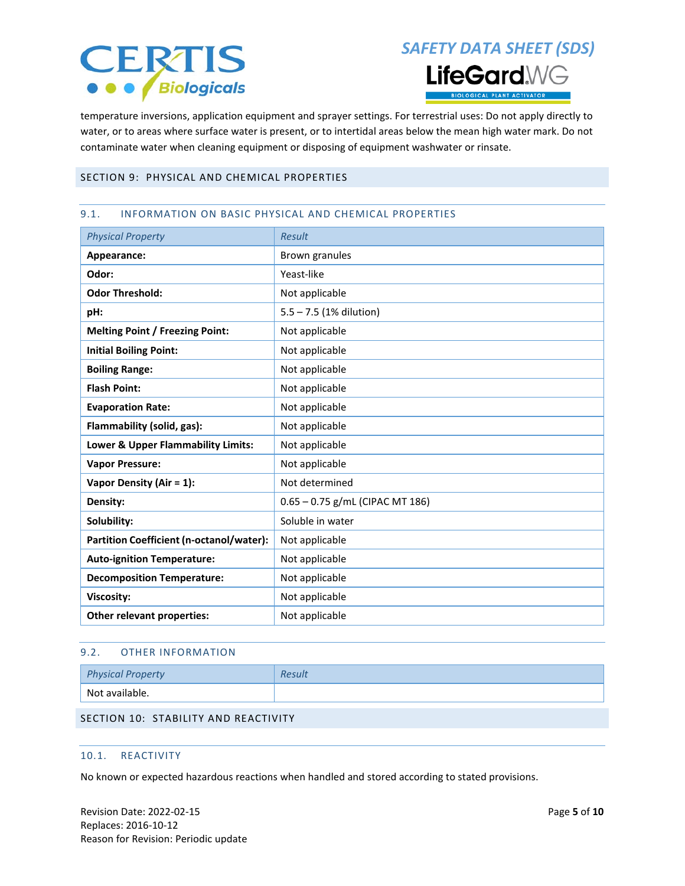temperature inversions, application equipment and sprayer settings. For terrestrial uses: Do not apply directly to water, or to areas where surface water is present, or to intertidal areas below the mean high water mark. Do not contaminate water when cleaning equipment or disposing of equipment washwater or rinsate.

## SECTION 9: PHYSICAL AND CHEMICAL PROPERTIES

### 9.1. INFORMATION ON BASIC PHYSICAL AND CHEMICAL PROPERTIES

| *Physical Property* | *Result* |
|---|---|
| **Appearance:** | Brown granules |
| **Odor:** | Yeast-like |
| **Odor Threshold:** | Not applicable |
| **pH:** | 5.5 – 7.5 (1% dilution) |
| **Melting Point / Freezing Point:** | Not applicable |
| **Initial Boiling Point:** | Not applicable |
| **Boiling Range:** | Not applicable |
| **Flash Point:** | Not applicable |
| **Evaporation Rate:** | Not applicable |
| **Flammability (solid, gas):** | Not applicable |
| **Lower & Upper Flammability Limits:** | Not applicable |
| **Vapor Pressure:** | Not applicable |
| **Vapor Density (Air = 1):** | Not determined |
| **Density:** | 0.65 – 0.75 g/mL (CIPAC MT 186) |
| **Solubility:** | Soluble in water |
| **Partition Coefficient (n-octanol/water):** | Not applicable |
| **Auto-ignition Temperature:** | Not applicable |
| **Decomposition Temperature:** | Not applicable |
| **Viscosity:** | Not applicable |
| **Other relevant properties:** | Not applicable |

### 9.2. OTHER INFORMATION

| *Physical Property* | *Result* |
|---|---|
| Not available. | |

## SECTION 10: STABILITY AND REACTIVITY

### 10.1. REACTIVITY

No known or expected hazardous reactions when handled and stored according to stated provisions.

Revision Date: 2022-02-15
Replaces: 2016-10-12
Reason for Revision: Periodic update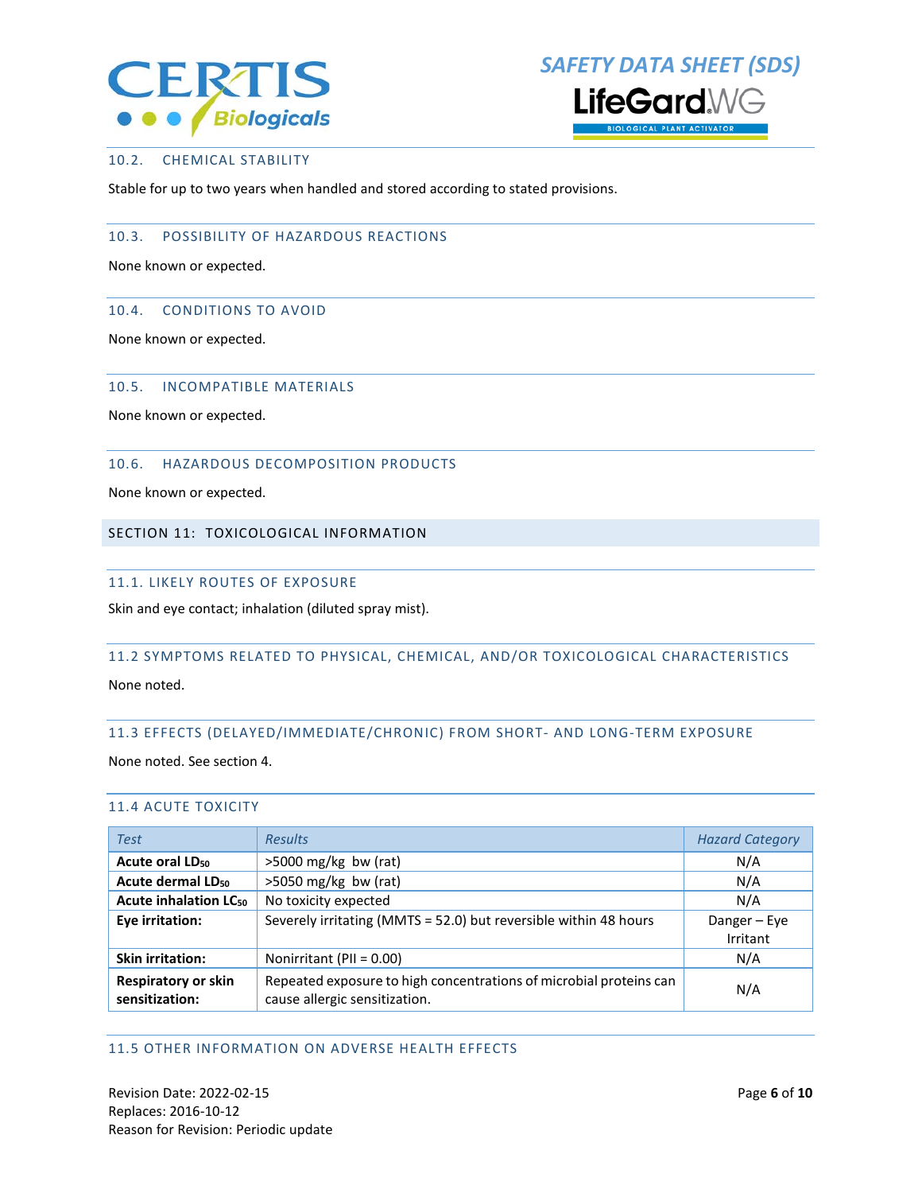### 10.2. CHEMICAL STABILITY

Stable for up to two years when handled and stored according to stated provisions.

### 10.3. POSSIBILITY OF HAZARDOUS REACTIONS

None known or expected.

### 10.4. CONDITIONS TO AVOID

None known or expected.

### 10.5. INCOMPATIBLE MATERIALS

None known or expected.

### 10.6. HAZARDOUS DECOMPOSITION PRODUCTS

None known or expected.

## SECTION 11: TOXICOLOGICAL INFORMATION

### 11.1. LIKELY ROUTES OF EXPOSURE

Skin and eye contact; inhalation (diluted spray mist).

### 11.2 SYMPTOMS RELATED TO PHYSICAL, CHEMICAL, AND/OR TOXICOLOGICAL CHARACTERISTICS

None noted.

### 11.3 EFFECTS (DELAYED/IMMEDIATE/CHRONIC) FROM SHORT- AND LONG-TERM EXPOSURE

None noted. See section 4.

### 11.4 ACUTE TOXICITY

| *Test* | *Results* | *Hazard Category* |
|---|---|---|
| **Acute oral $LD_{50}$** | >5000 mg/kg bw (rat) | N/A |
| **Acute dermal $LD_{50}$** | >5050 mg/kg bw (rat) | N/A |
| **Acute inhalation $LC_{50}$** | No toxicity expected | N/A |
| **Eye irritation:** | Severely irritating (MMTS = 52.0) but reversible within 48 hours | Danger – Eye Irritant |
| **Skin irritation:** | Nonirritant (PII = 0.00) | N/A |
| **Respiratory or skin sensitization:** | Repeated exposure to high concentrations of microbial proteins can cause allergic sensitization. | N/A |

### 11.5 OTHER INFORMATION ON ADVERSE HEALTH EFFECTS

Revision Date: 2022-02-15
Replaces: 2016-10-12
Reason for Revision: Periodic update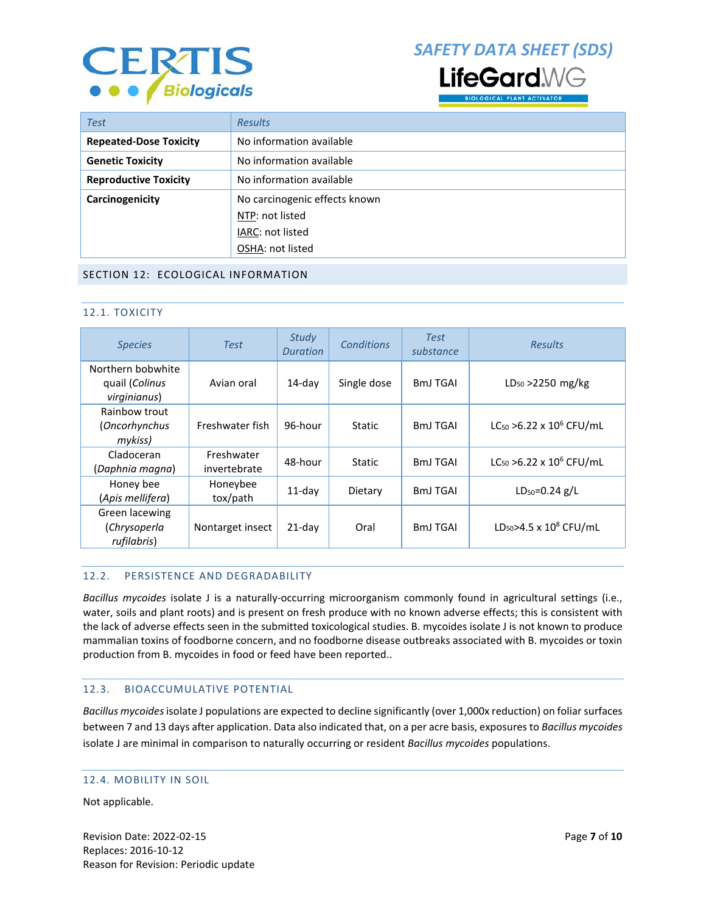| Test | Results |
| --- | --- |
| **Repeated-Dose Toxicity** | No information available |
| **Genetic Toxicity** | No information available |
| **Reproductive Toxicity** | No information available |
| **Carcinogenicity** | No carcinogenic effects known<br>NTP: not listed<br>IARC: not listed<br>OSHA: not listed |

## SECTION 12: ECOLOGICAL INFORMATION

### 12.1. TOXICITY

| Species | Test | Study Duration | Conditions | Test substance | Results |
| --- | --- | --- | --- | --- | --- |
| Northern bobwhite quail (*Colinus virginianus*) | Avian oral | 14-day | Single dose | BmJ TGAI | $LD_{50}$ >2250 mg/kg |
| Rainbow trout (*Oncorhynchus mykiss)* | Freshwater fish | 96-hour | Static | BmJ TGAI | $LC_{50}$ >6.22 x $10^6$ CFU/mL |
| Cladoceran (*Daphnia magna*) | Freshwater invertebrate | 48-hour | Static | BmJ TGAI | $LC_{50}$ >6.22 x $10^6$ CFU/mL |
| Honey bee (*Apis mellifera*) | Honeybee tox/path | 11-day | Dietary | BmJ TGAI | $LD_{50}$=0.24 g/L |
| Green lacewing (*Chrysoperla rufilabris*) | Nontarget insect | 21-day | Oral | BmJ TGAI | $LD_{50}$>4.5 x $10^8$ CFU/mL |

### 12.2. PERSISTENCE AND DEGRADABILITY

*Bacillus mycoides* isolate J is a naturally-occurring microorganism commonly found in agricultural settings (i.e., water, soils and plant roots) and is present on fresh produce with no known adverse effects; this is consistent with the lack of adverse effects seen in the submitted toxicological studies. B. mycoides isolate J is not known to produce mammalian toxins of foodborne concern, and no foodborne disease outbreaks associated with B. mycoides or toxin production from B. mycoides in food or feed have been reported..

### 12.3. BIOACCUMULATIVE POTENTIAL

*Bacillus mycoides* isolate J populations are expected to decline significantly (over 1,000x reduction) on foliar surfaces between 7 and 13 days after application. Data also indicated that, on a per acre basis, exposures to *Bacillus mycoides* isolate J are minimal in comparison to naturally occurring or resident *Bacillus mycoides* populations.

### 12.4. MOBILITY IN SOIL

Not applicable.

Revision Date: 2022-02-15
Replaces: 2016-10-12
Reason for Revision: Periodic update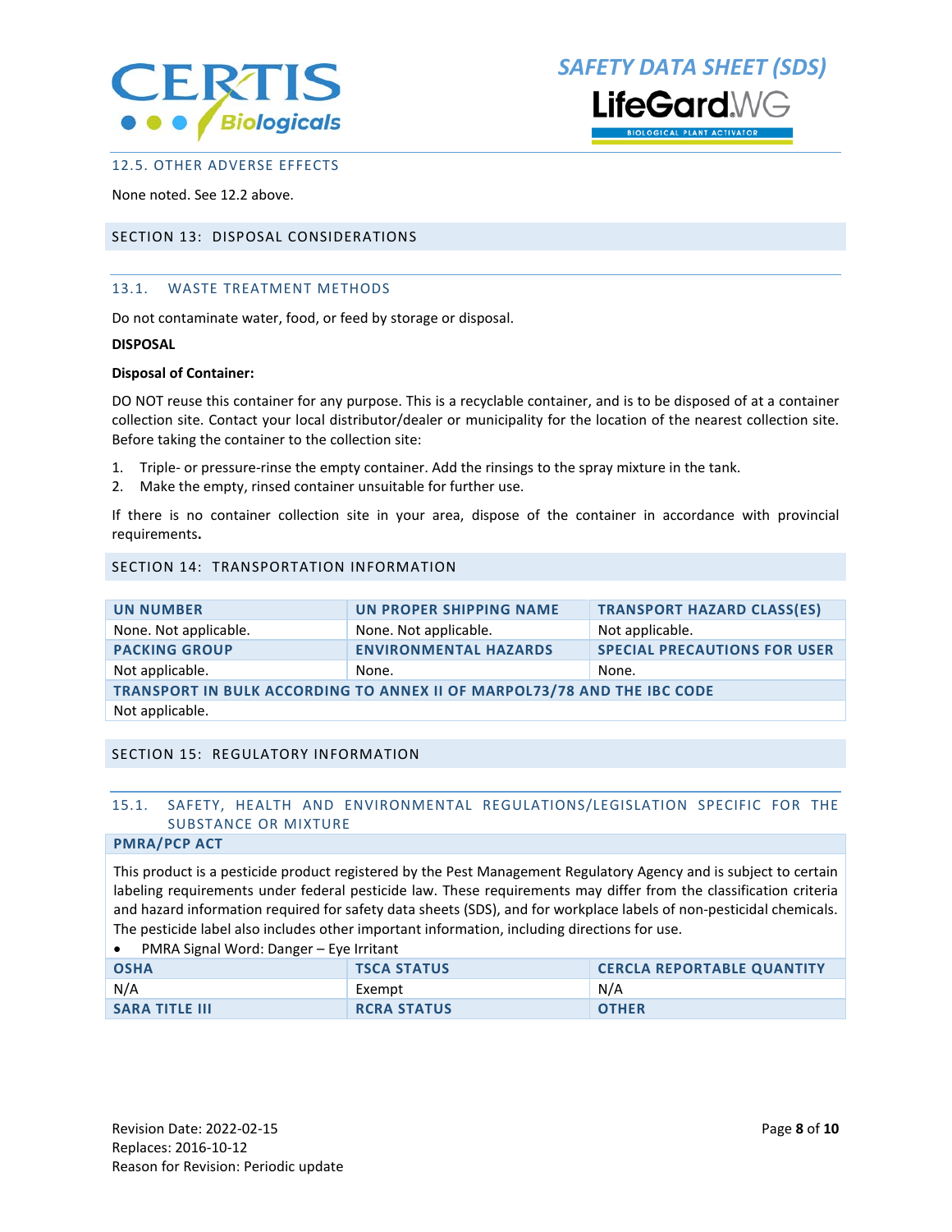### 12.5. OTHER ADVERSE EFFECTS

None noted. See 12.2 above.

## SECTION 13: DISPOSAL CONSIDERATIONS

### 13.1. WASTE TREATMENT METHODS

Do not contaminate water, food, or feed by storage or disposal.

**DISPOSAL**

**Disposal of Container:**

DO NOT reuse this container for any purpose. This is a recyclable container, and is to be disposed of at a container collection site. Contact your local distributor/dealer or municipality for the location of the nearest collection site. Before taking the container to the collection site:

1. Triple- or pressure-rinse the empty container. Add the rinsings to the spray mixture in the tank.
2. Make the empty, rinsed container unsuitable for further use.

If there is no container collection site in your area, dispose of the container in accordance with provincial requirements**.**

## SECTION 14: TRANSPORTATION INFORMATION

| UN NUMBER | UN PROPER SHIPPING NAME | TRANSPORT HAZARD CLASS(ES) |
|---|---|---|
| None. Not applicable. | None. Not applicable. | Not applicable. |
| **PACKING GROUP** | **ENVIRONMENTAL HAZARDS** | **SPECIAL PRECAUTIONS FOR USER** |
| Not applicable. | None. | None. |
| **TRANSPORT IN BULK ACCORDING TO ANNEX II OF MARPOL73/78 AND THE IBC CODE** | | |
| Not applicable. | | |

## SECTION 15: REGULATORY INFORMATION

### 15.1. SAFETY, HEALTH AND ENVIRONMENTAL REGULATIONS/LEGISLATION SPECIFIC FOR THE SUBSTANCE OR MIXTURE

**PMRA/PCP ACT**

This product is a pesticide product registered by the Pest Management Regulatory Agency and is subject to certain labeling requirements under federal pesticide law. These requirements may differ from the classification criteria and hazard information required for safety data sheets (SDS), and for workplace labels of non-pesticidal chemicals. The pesticide label also includes other important information, including directions for use.

- PMRA Signal Word: Danger – Eye Irritant

| OSHA | TSCA STATUS | CERCLA REPORTABLE QUANTITY |
|---|---|---|
| N/A | Exempt | N/A |
| **SARA TITLE III** | **RCRA STATUS** | **OTHER** |

Revision Date: 2022-02-15
Replaces: 2016-10-12
Reason for Revision: Periodic update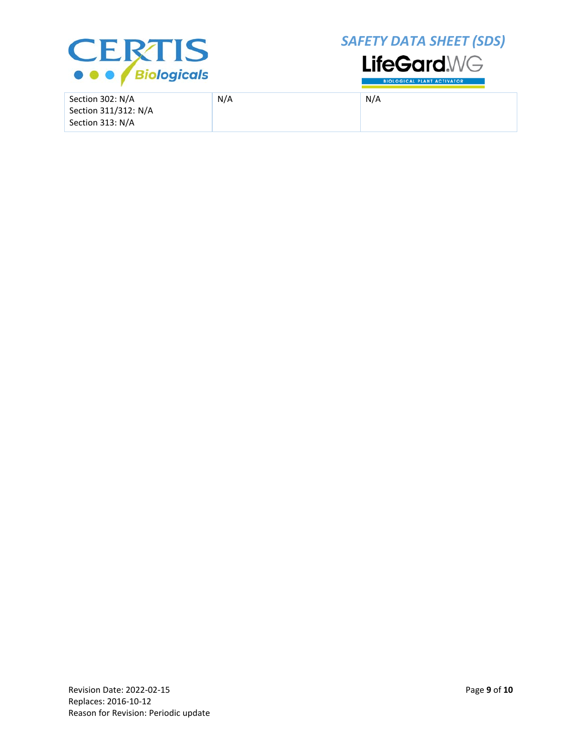| | | |
|---|---|---|
| Section 302: N/A<br>Section 311/312: N/A<br>Section 313: N/A | N/A | N/A |

Revision Date: 2022-02-15
Replaces: 2016-10-12
Reason for Revision: Periodic update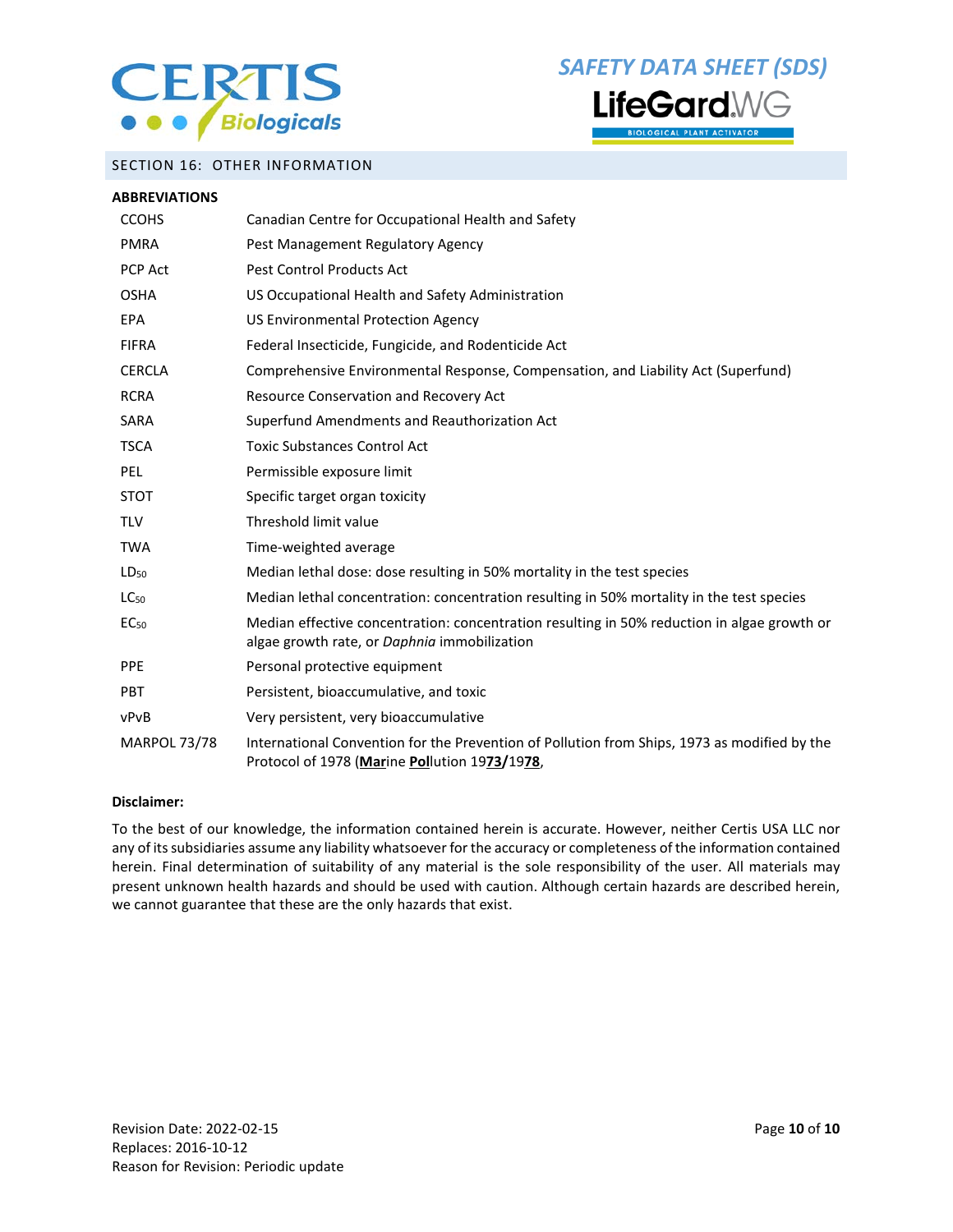## SECTION 16: OTHER INFORMATION

**ABBREVIATIONS**

| | |
|---|---|
| CCOHS | Canadian Centre for Occupational Health and Safety |
| PMRA | Pest Management Regulatory Agency |
| PCP Act | Pest Control Products Act |
| OSHA | US Occupational Health and Safety Administration |
| EPA | US Environmental Protection Agency |
| FIFRA | Federal Insecticide, Fungicide, and Rodenticide Act |
| CERCLA | Comprehensive Environmental Response, Compensation, and Liability Act (Superfund) |
| RCRA | Resource Conservation and Recovery Act |
| SARA | Superfund Amendments and Reauthorization Act |
| TSCA | Toxic Substances Control Act |
| PEL | Permissible exposure limit |
| STOT | Specific target organ toxicity |
| TLV | Threshold limit value |
| TWA | Time-weighted average |
| $LD_{50}$ | Median lethal dose: dose resulting in 50% mortality in the test species |
| $LC_{50}$ | Median lethal concentration: concentration resulting in 50% mortality in the test species |
| $EC_{50}$ | Median effective concentration: concentration resulting in 50% reduction in algae growth or algae growth rate, or *Daphnia* immobilization |
| PPE | Personal protective equipment |
| PBT | Persistent, bioaccumulative, and toxic |
| vPvB | Very persistent, very bioaccumulative |
| MARPOL 73/78 | International Convention for the Prevention of Pollution from Ships, 1973 as modified by the Protocol of 1978 (**Mar**ine **Pol**lution 19**73/**19**78**, |

**Disclaimer:**

To the best of our knowledge, the information contained herein is accurate. However, neither Certis USA LLC nor any of its subsidiaries assume any liability whatsoever for the accuracy or completeness of the information contained herein. Final determination of suitability of any material is the sole responsibility of the user. All materials may present unknown health hazards and should be used with caution. Although certain hazards are described herein, we cannot guarantee that these are the only hazards that exist.

Revision Date: 2022-02-15
Replaces: 2016-10-12
Reason for Revision: Periodic update